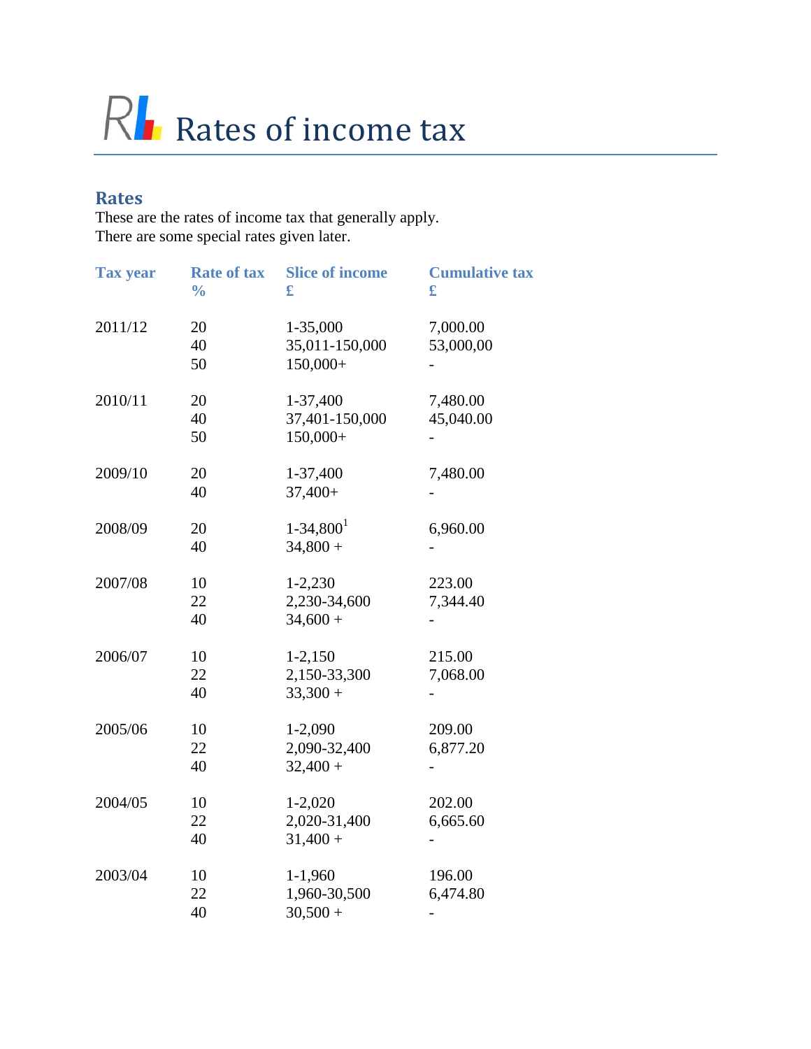# Rates of income tax

## Rates

These are the rates of income tax that generally apply.
There are some special rates given later.

| Tax year | Rate of tax % | Slice of income £ | Cumulative tax £ |
|---|---|---|---|
| 2011/12 | 20 | 1-35,000 | 7,000.00 |
| | 40 | 35,011-150,000 | 53,000,00 |
| | 50 | 150,000+ | - |
| 2010/11 | 20 | 1-37,400 | 7,480.00 |
| | 40 | 37,401-150,000 | 45,040.00 |
| | 50 | 150,000+ | - |
| 2009/10 | 20 | 1-37,400 | 7,480.00 |
| | 40 | 37,400+ | - |
| 2008/09 | 20 | 1-34,800[1] | 6,960.00 |
| | 40 | 34,800 + | - |
| 2007/08 | 10 | 1-2,230 | 223.00 |
| | 22 | 2,230-34,600 | 7,344.40 |
| | 40 | 34,600 + | - |
| 2006/07 | 10 | 1-2,150 | 215.00 |
| | 22 | 2,150-33,300 | 7,068.00 |
| | 40 | 33,300 + | - |
| 2005/06 | 10 | 1-2,090 | 209.00 |
| | 22 | 2,090-32,400 | 6,877.20 |
| | 40 | 32,400 + | - |
| 2004/05 | 10 | 1-2,020 | 202.00 |
| | 22 | 2,020-31,400 | 6,665.60 |
| | 40 | 31,400 + | - |
| 2003/04 | 10 | 1-1,960 | 196.00 |
| | 22 | 1,960-30,500 | 6,474.80 |
| | 40 | 30,500 + | - |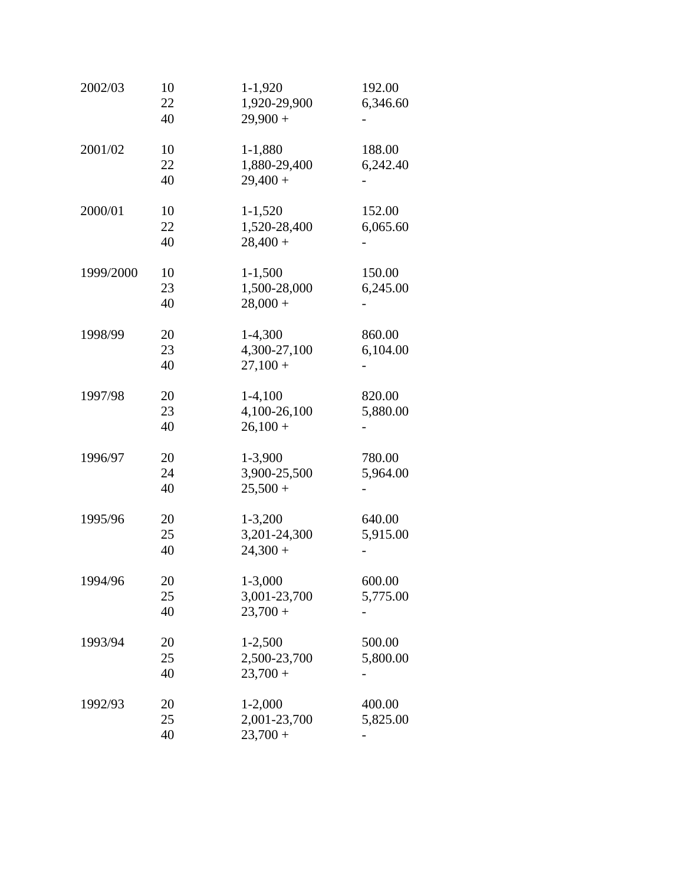| | | | |
|---|---|---|---|
| 2002/03 | 10 | 1-1,920 | 192.00 |
| | 22 | 1,920-29,900 | 6,346.60 |
| | 40 | 29,900 + | - |
| 2001/02 | 10 | 1-1,880 | 188.00 |
| | 22 | 1,880-29,400 | 6,242.40 |
| | 40 | 29,400 + | - |
| 2000/01 | 10 | 1-1,520 | 152.00 |
| | 22 | 1,520-28,400 | 6,065.60 |
| | 40 | 28,400 + | - |
| 1999/2000 | 10 | 1-1,500 | 150.00 |
| | 23 | 1,500-28,000 | 6,245.00 |
| | 40 | 28,000 + | - |
| 1998/99 | 20 | 1-4,300 | 860.00 |
| | 23 | 4,300-27,100 | 6,104.00 |
| | 40 | 27,100 + | - |
| 1997/98 | 20 | 1-4,100 | 820.00 |
| | 23 | 4,100-26,100 | 5,880.00 |
| | 40 | 26,100 + | - |
| 1996/97 | 20 | 1-3,900 | 780.00 |
| | 24 | 3,900-25,500 | 5,964.00 |
| | 40 | 25,500 + | - |
| 1995/96 | 20 | 1-3,200 | 640.00 |
| | 25 | 3,201-24,300 | 5,915.00 |
| | 40 | 24,300 + | - |
| 1994/96 | 20 | 1-3,000 | 600.00 |
| | 25 | 3,001-23,700 | 5,775.00 |
| | 40 | 23,700 + | - |
| 1993/94 | 20 | 1-2,500 | 500.00 |
| | 25 | 2,500-23,700 | 5,800.00 |
| | 40 | 23,700 + | - |
| 1992/93 | 20 | 1-2,000 | 400.00 |
| | 25 | 2,001-23,700 | 5,825.00 |
| | 40 | 23,700 + | - |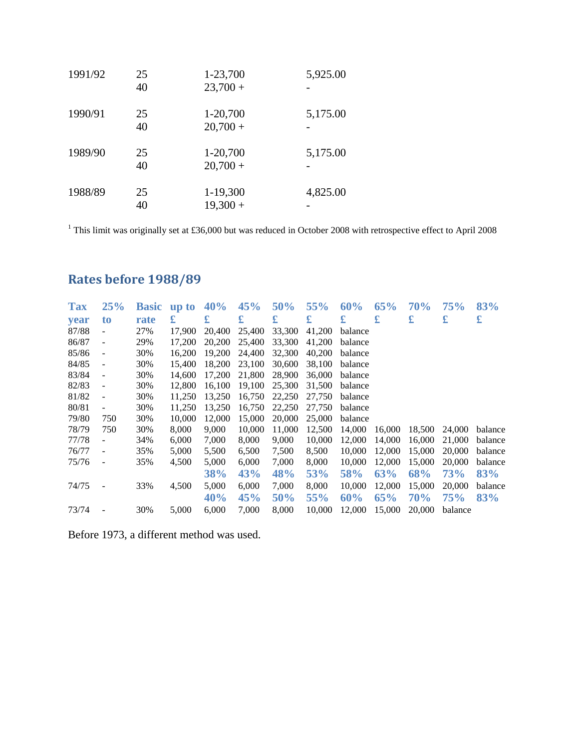| | | | |
|---|---|---|---|
| 1991/92 | 25 | 1-23,700 | 5,925.00 |
| | 40 | 23,700 + | - |
| 1990/91 | 25 | 1-20,700 | 5,175.00 |
| | 40 | 20,700 + | - |
| 1989/90 | 25 | 1-20,700 | 5,175.00 |
| | 40 | 20,700 + | - |
| 1988/89 | 25 | 1-19,300 | 4,825.00 |
| | 40 | 19,300 + | - |

[1] This limit was originally set at £36,000 but was reduced in October 2008 with retrospective effect to April 2008

## Rates before 1988/89

| Tax year | 25% to | Basic rate | up to £ | 40% £ | 45% £ | 50% £ | 55% £ | 60% £ | 65% £ | 70% £ | 75% £ | 83% £ |
|---|---|---|---|---|---|---|---|---|---|---|---|---|
| 87/88 | - | 27% | 17,900 | 20,400 | 25,400 | 33,300 | 41,200 | balance | | | | |
| 86/87 | - | 29% | 17,200 | 20,200 | 25,400 | 33,300 | 41,200 | balance | | | | |
| 85/86 | - | 30% | 16,200 | 19,200 | 24,400 | 32,300 | 40,200 | balance | | | | |
| 84/85 | - | 30% | 15,400 | 18,200 | 23,100 | 30,600 | 38,100 | balance | | | | |
| 83/84 | - | 30% | 14,600 | 17,200 | 21,800 | 28,900 | 36,000 | balance | | | | |
| 82/83 | - | 30% | 12,800 | 16,100 | 19,100 | 25,300 | 31,500 | balance | | | | |
| 81/82 | - | 30% | 11,250 | 13,250 | 16,750 | 22,250 | 27,750 | balance | | | | |
| 80/81 | - | 30% | 11,250 | 13,250 | 16,750 | 22,250 | 27,750 | balance | | | | |
| 79/80 | 750 | 30% | 10,000 | 12,000 | 15,000 | 20,000 | 25,000 | balance | | | | |
| 78/79 | 750 | 30% | 8,000 | 9,000 | 10,000 | 11,000 | 12,500 | 14,000 | 16,000 | 18,500 | 24,000 | balance |
| 77/78 | - | 34% | 6,000 | 7,000 | 8,000 | 9,000 | 10,000 | 12,000 | 14,000 | 16,000 | 21,000 | balance |
| 76/77 | - | 35% | 5,000 | 5,500 | 6,500 | 7,500 | 8,500 | 10,000 | 12,000 | 15,000 | 20,000 | balance |
| 75/76 | - | 35% | 4,500 | 5,000 | 6,000 | 7,000 | 8,000 | 10,000 | 12,000 | 15,000 | 20,000 | balance |
| | | | | **38%** | **43%** | **48%** | **53%** | **58%** | **63%** | **68%** | **73%** | **83%** |
| 74/75 | - | 33% | 4,500 | 5,000 | 6,000 | 7,000 | 8,000 | 10,000 | 12,000 | 15,000 | 20,000 | balance |
| | | | | **40%** | **45%** | **50%** | **55%** | **60%** | **65%** | **70%** | **75%** | **83%** |
| 73/74 | - | 30% | 5,000 | 6,000 | 7,000 | 8,000 | 10,000 | 12,000 | 15,000 | 20,000 | balance | |

Before 1973, a different method was used.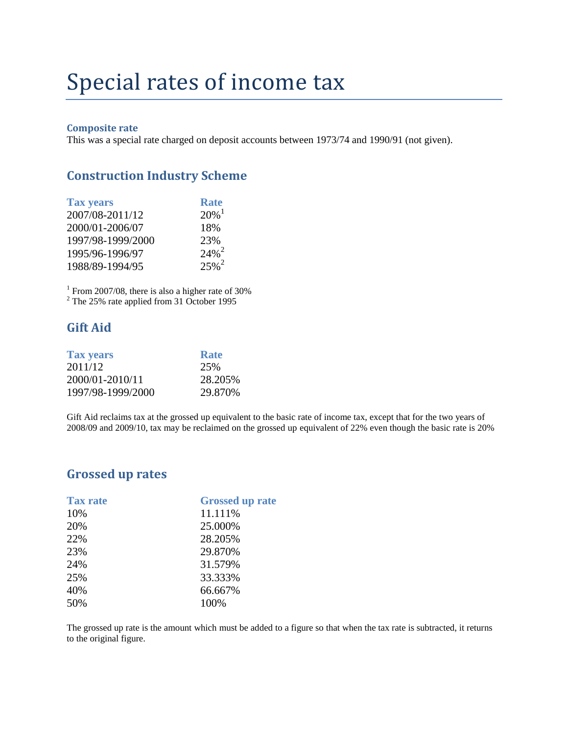# Special rates of income tax

**Composite rate**

This was a special rate charged on deposit accounts between 1973/74 and 1990/91 (not given).

## Construction Industry Scheme

| Tax years | Rate |
|---|---|
| 2007/08-2011/12 | 20%[1] |
| 2000/01-2006/07 | 18% |
| 1997/98-1999/2000 | 23% |
| 1995/96-1996/97 | 24%[2] |
| 1988/89-1994/95 | 25%[2] |

[1] From 2007/08, there is also a higher rate of 30%
[2] The 25% rate applied from 31 October 1995

## Gift Aid

| Tax years | Rate |
|---|---|
| 2011/12 | 25% |
| 2000/01-2010/11 | 28.205% |
| 1997/98-1999/2000 | 29.870% |

Gift Aid reclaims tax at the grossed up equivalent to the basic rate of income tax, except that for the two years of 2008/09 and 2009/10, tax may be reclaimed on the grossed up equivalent of 22% even though the basic rate is 20%

## Grossed up rates

| Tax rate | Grossed up rate |
|---|---|
| 10% | 11.111% |
| 20% | 25.000% |
| 22% | 28.205% |
| 23% | 29.870% |
| 24% | 31.579% |
| 25% | 33.333% |
| 40% | 66.667% |
| 50% | 100% |

The grossed up rate is the amount which must be added to a figure so that when the tax rate is subtracted, it returns to the original figure.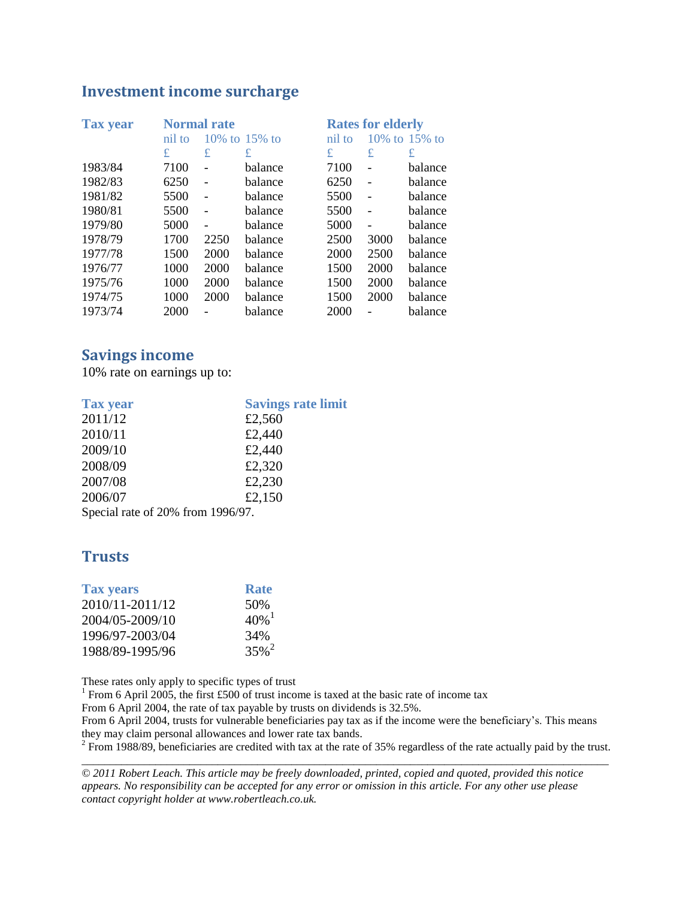## Investment income surcharge

| Tax year | Normal rate | | | Rates for elderly | | |
|---|---|---|---|---|---|---|
| | nil to | 10% to | 15% to | nil to | 10% to | 15% to |
| | £ | £ | £ | £ | £ | £ |
| 1983/84 | 7100 | - | balance | 7100 | - | balance |
| 1982/83 | 6250 | - | balance | 6250 | - | balance |
| 1981/82 | 5500 | - | balance | 5500 | - | balance |
| 1980/81 | 5500 | - | balance | 5500 | - | balance |
| 1979/80 | 5000 | - | balance | 5000 | - | balance |
| 1978/79 | 1700 | 2250 | balance | 2500 | 3000 | balance |
| 1977/78 | 1500 | 2000 | balance | 2000 | 2500 | balance |
| 1976/77 | 1000 | 2000 | balance | 1500 | 2000 | balance |
| 1975/76 | 1000 | 2000 | balance | 1500 | 2000 | balance |
| 1974/75 | 1000 | 2000 | balance | 1500 | 2000 | balance |
| 1973/74 | 2000 | - | balance | 2000 | - | balance |

## Savings income

10% rate on earnings up to:

| Tax year | Savings rate limit |
|---|---|
| 2011/12 | £2,560 |
| 2010/11 | £2,440 |
| 2009/10 | £2,440 |
| 2008/09 | £2,320 |
| 2007/08 | £2,230 |
| 2006/07 | £2,150 |

Special rate of 20% from 1996/97.

## Trusts

| Tax years | Rate |
|---|---|
| 2010/11-2011/12 | 50% |
| 2004/05-2009/10 | 40%[1] |
| 1996/97-2003/04 | 34% |
| 1988/89-1995/96 | 35%[2] |

These rates only apply to specific types of trust

[1] From 6 April 2005, the first £500 of trust income is taxed at the basic rate of income tax

From 6 April 2004, the rate of tax payable by trusts on dividends is 32.5%.

From 6 April 2004, trusts for vulnerable beneficiaries pay tax as if the income were the beneficiary's. This means they may claim personal allowances and lower rate tax bands.

[2] From 1988/89, beneficiaries are credited with tax at the rate of 35% regardless of the rate actually paid by the trust.

---

*© 2011 Robert Leach. This article may be freely downloaded, printed, copied and quoted, provided this notice appears. No responsibility can be accepted for any error or omission in this article. For any other use please contact copyright holder at www.robertleach.co.uk.*